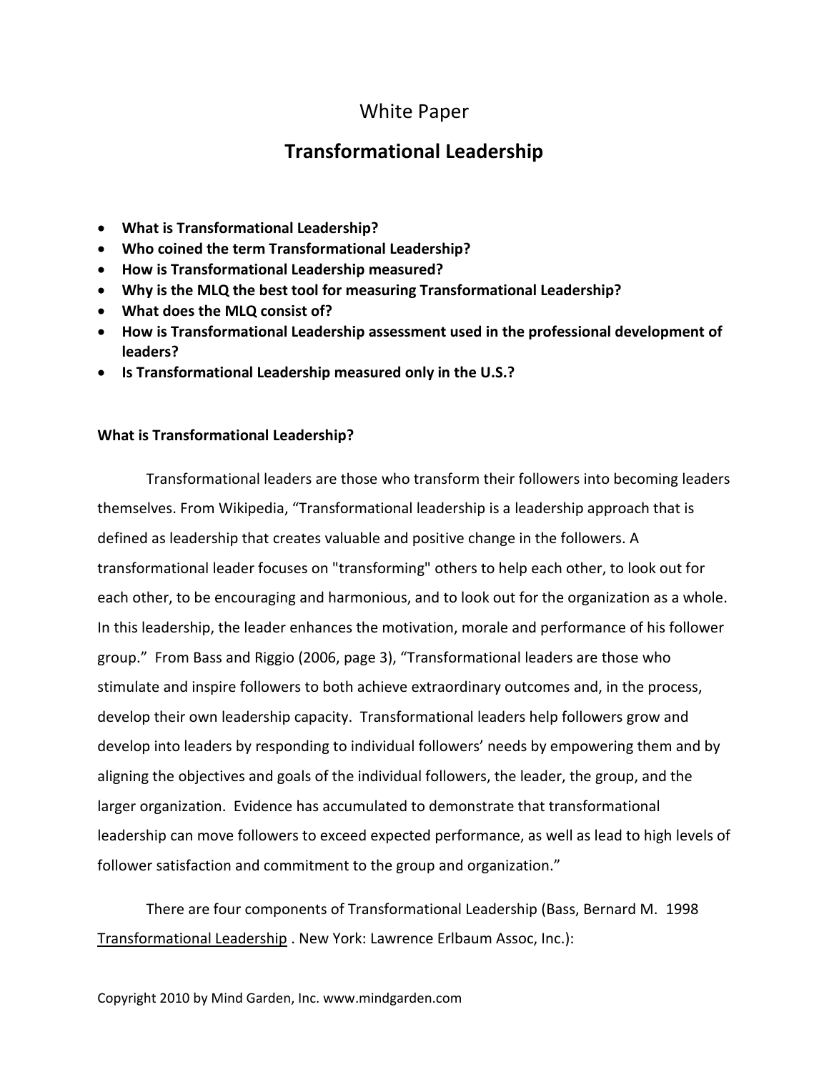White Paper

# Transformational Leadership

- **What is Transformational Leadership?**
- **Who coined the term Transformational Leadership?**
- **How is Transformational Leadership measured?**
- **Why is the MLQ the best tool for measuring Transformational Leadership?**
- **What does the MLQ consist of?**
- **How is Transformational Leadership assessment used in the professional development of leaders?**
- **Is Transformational Leadership measured only in the U.S.?**

## What is Transformational Leadership?

Transformational leaders are those who transform their followers into becoming leaders themselves. From Wikipedia, "Transformational leadership is a leadership approach that is defined as leadership that creates valuable and positive change in the followers. A transformational leader focuses on "transforming" others to help each other, to look out for each other, to be encouraging and harmonious, and to look out for the organization as a whole. In this leadership, the leader enhances the motivation, morale and performance of his follower group." From Bass and Riggio (2006, page 3), "Transformational leaders are those who stimulate and inspire followers to both achieve extraordinary outcomes and, in the process, develop their own leadership capacity. Transformational leaders help followers grow and develop into leaders by responding to individual followers' needs by empowering them and by aligning the objectives and goals of the individual followers, the leader, the group, and the larger organization. Evidence has accumulated to demonstrate that transformational leadership can move followers to exceed expected performance, as well as lead to high levels of follower satisfaction and commitment to the group and organization."

There are four components of Transformational Leadership (Bass, Bernard M. 1998 Transformational Leadership . New York: Lawrence Erlbaum Assoc, Inc.):

Copyright 2010 by Mind Garden, Inc. www.mindgarden.com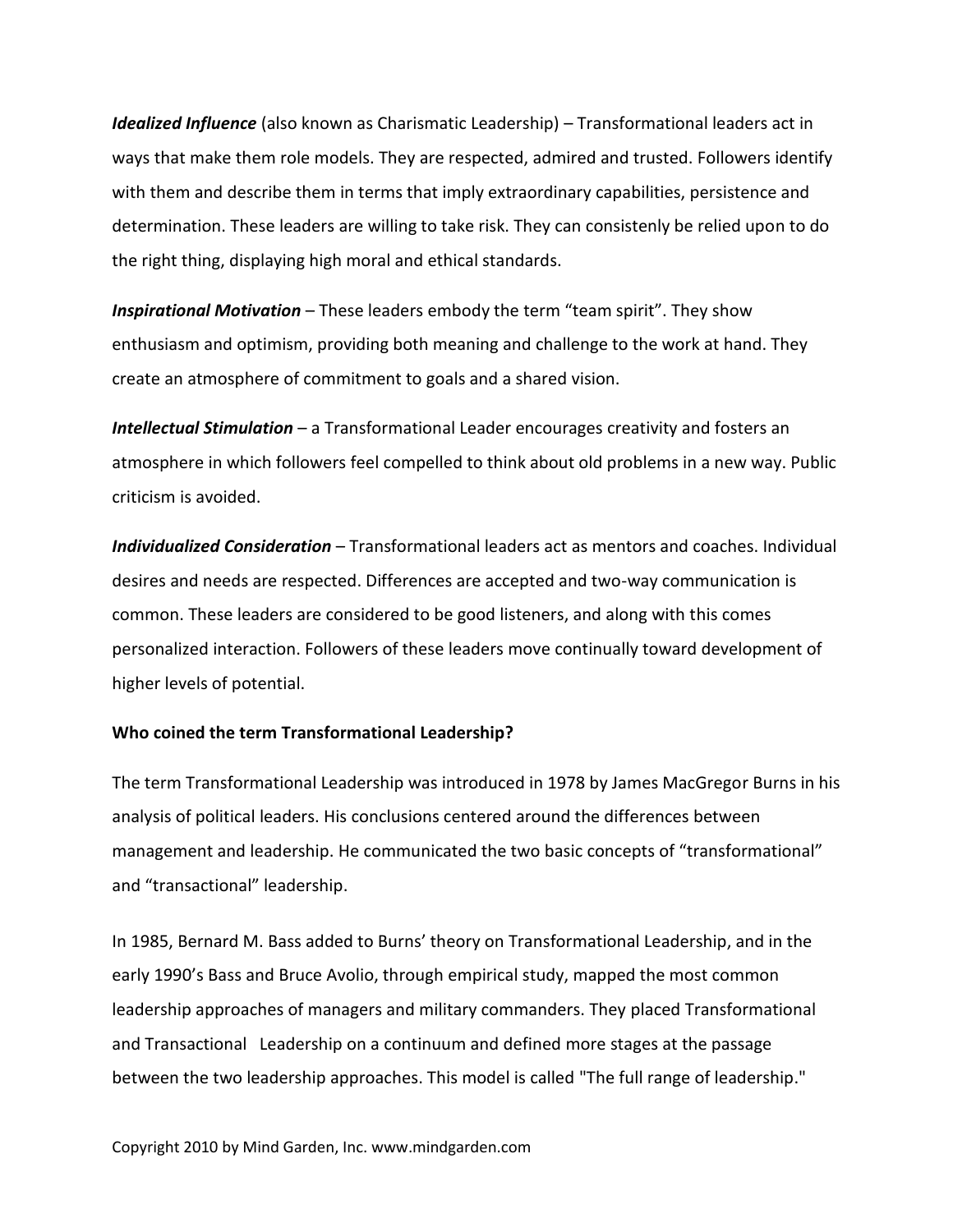***Idealized Influence*** (also known as Charismatic Leadership) – Transformational leaders act in ways that make them role models. They are respected, admired and trusted. Followers identify with them and describe them in terms that imply extraordinary capabilities, persistence and determination. These leaders are willing to take risk. They can consistenly be relied upon to do the right thing, displaying high moral and ethical standards.

***Inspirational Motivation*** – These leaders embody the term "team spirit". They show enthusiasm and optimism, providing both meaning and challenge to the work at hand. They create an atmosphere of commitment to goals and a shared vision.

***Intellectual Stimulation*** – a Transformational Leader encourages creativity and fosters an atmosphere in which followers feel compelled to think about old problems in a new way. Public criticism is avoided.

***Individualized Consideration*** – Transformational leaders act as mentors and coaches. Individual desires and needs are respected. Differences are accepted and two-way communication is common. These leaders are considered to be good listeners, and along with this comes personalized interaction. Followers of these leaders move continually toward development of higher levels of potential.

**Who coined the term Transformational Leadership?**

The term Transformational Leadership was introduced in 1978 by James MacGregor Burns in his analysis of political leaders. His conclusions centered around the differences between management and leadership. He communicated the two basic concepts of "transformational" and "transactional" leadership.

In 1985, Bernard M. Bass added to Burns' theory on Transformational Leadership, and in the early 1990's Bass and Bruce Avolio, through empirical study, mapped the most common leadership approaches of managers and military commanders. They placed Transformational and Transactional Leadership on a continuum and defined more stages at the passage between the two leadership approaches. This model is called "The full range of leadership."

Copyright 2010 by Mind Garden, Inc. www.mindgarden.com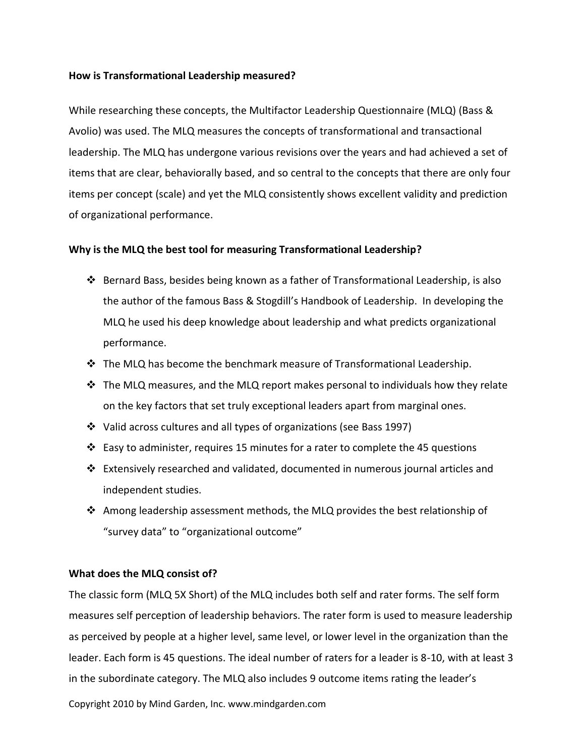**How is Transformational Leadership measured?**

While researching these concepts, the Multifactor Leadership Questionnaire (MLQ) (Bass & Avolio) was used. The MLQ measures the concepts of transformational and transactional leadership. The MLQ has undergone various revisions over the years and had achieved a set of items that are clear, behaviorally based, and so central to the concepts that there are only four items per concept (scale) and yet the MLQ consistently shows excellent validity and prediction of organizational performance.

**Why is the MLQ the best tool for measuring Transformational Leadership?**

- Bernard Bass, besides being known as a father of Transformational Leadership, is also the author of the famous Bass & Stogdill's Handbook of Leadership. In developing the MLQ he used his deep knowledge about leadership and what predicts organizational performance.
- The MLQ has become the benchmark measure of Transformational Leadership.
- The MLQ measures, and the MLQ report makes personal to individuals how they relate on the key factors that set truly exceptional leaders apart from marginal ones.
- Valid across cultures and all types of organizations (see Bass 1997)
- Easy to administer, requires 15 minutes for a rater to complete the 45 questions
- Extensively researched and validated, documented in numerous journal articles and independent studies.
- Among leadership assessment methods, the MLQ provides the best relationship of "survey data" to "organizational outcome"

**What does the MLQ consist of?**

The classic form (MLQ 5X Short) of the MLQ includes both self and rater forms. The self form measures self perception of leadership behaviors. The rater form is used to measure leadership as perceived by people at a higher level, same level, or lower level in the organization than the leader. Each form is 45 questions. The ideal number of raters for a leader is 8-10, with at least 3 in the subordinate category. The MLQ also includes 9 outcome items rating the leader's

Copyright 2010 by Mind Garden, Inc. www.mindgarden.com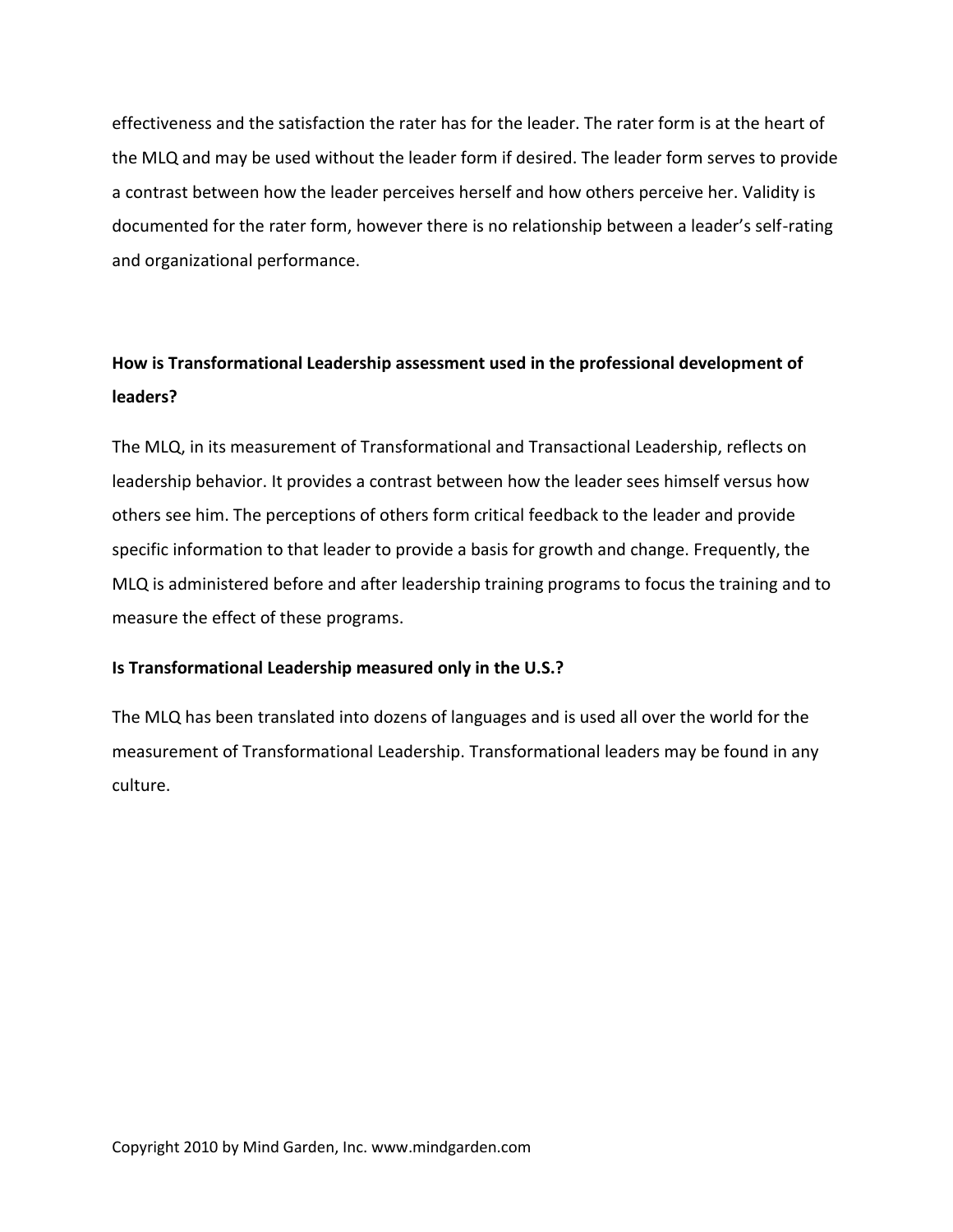effectiveness and the satisfaction the rater has for the leader. The rater form is at the heart of the MLQ and may be used without the leader form if desired. The leader form serves to provide a contrast between how the leader perceives herself and how others perceive her. Validity is documented for the rater form, however there is no relationship between a leader's self-rating and organizational performance.

**How is Transformational Leadership assessment used in the professional development of leaders?**

The MLQ, in its measurement of Transformational and Transactional Leadership, reflects on leadership behavior. It provides a contrast between how the leader sees himself versus how others see him. The perceptions of others form critical feedback to the leader and provide specific information to that leader to provide a basis for growth and change. Frequently, the MLQ is administered before and after leadership training programs to focus the training and to measure the effect of these programs.

**Is Transformational Leadership measured only in the U.S.?**

The MLQ has been translated into dozens of languages and is used all over the world for the measurement of Transformational Leadership. Transformational leaders may be found in any culture.